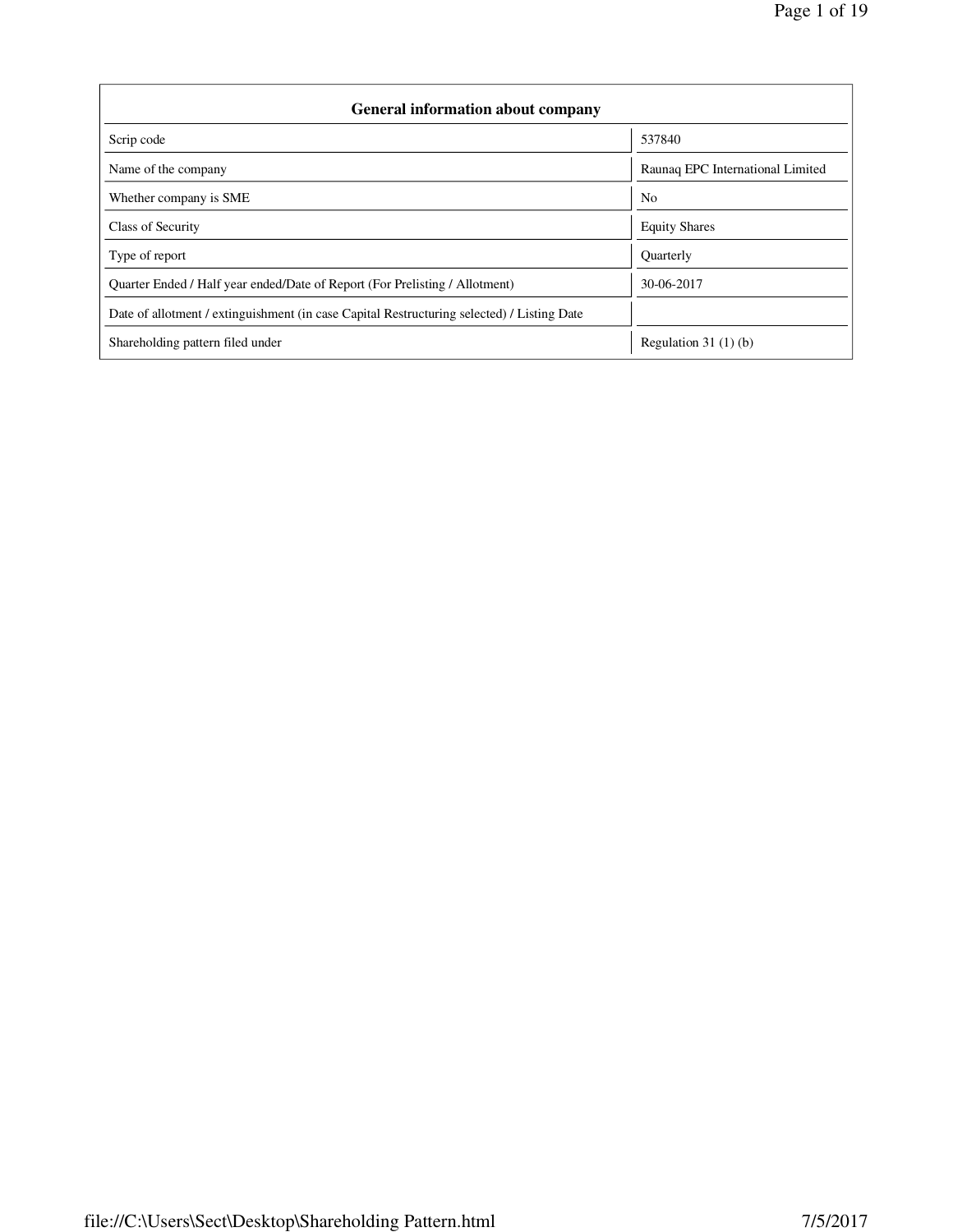| General information about company | |
|---|---|
| Scrip code | 537840 |
| Name of the company | Raunaq EPC International Limited |
| Whether company is SME | No |
| Class of Security | Equity Shares |
| Type of report | Quarterly |
| Quarter Ended / Half year ended/Date of Report (For Prelisting / Allotment) | 30-06-2017 |
| Date of allotment / extinguishment (in case Capital Restructuring selected) / Listing Date | |
| Shareholding pattern filed under | Regulation 31 (1) (b) |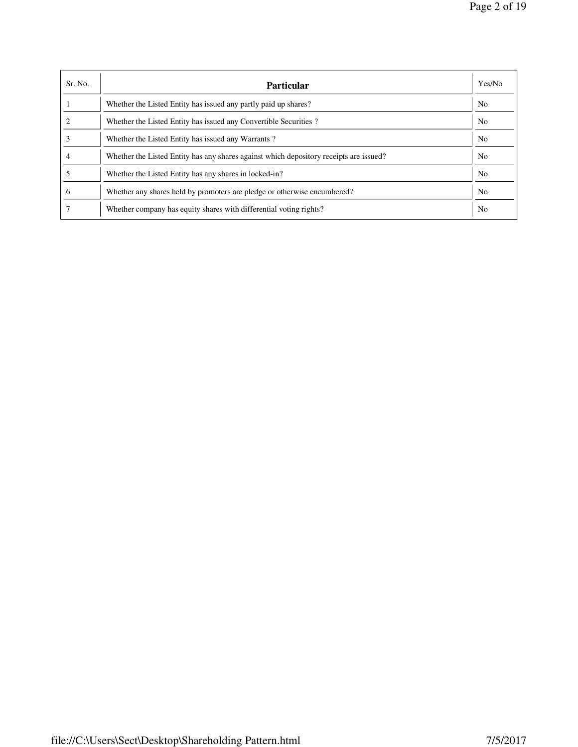| Sr. No. | Particular | Yes/No |
| --- | --- | --- |
| 1 | Whether the Listed Entity has issued any partly paid up shares? | No |
| 2 | Whether the Listed Entity has issued any Convertible Securities ? | No |
| 3 | Whether the Listed Entity has issued any Warrants ? | No |
| 4 | Whether the Listed Entity has any shares against which depository receipts are issued? | No |
| 5 | Whether the Listed Entity has any shares in locked-in? | No |
| 6 | Whether any shares held by promoters are pledge or otherwise encumbered? | No |
| 7 | Whether company has equity shares with differential voting rights? | No |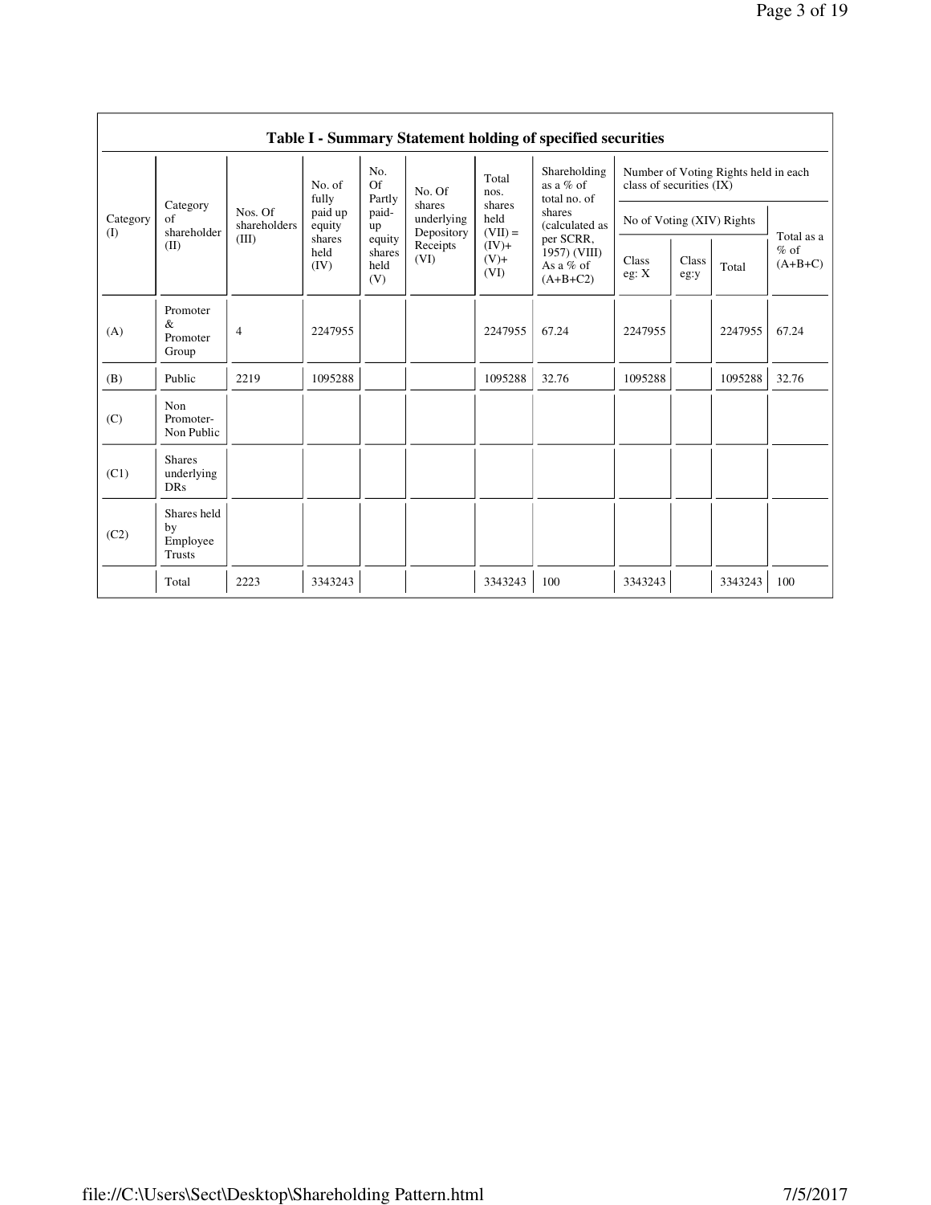| Table I - Summary Statement holding of specified securities | | | | | | | | | | | | |
|---|---|---|---|---|---|---|---|---|---|---|---|---|
| Category (I) | Category of shareholder (II) | Nos. Of shareholders (III) | No. of fully paid up equity shares held (IV) | No. Of Partly paid-up equity shares held (V) | No. Of shares underlying Depository Receipts (VI) | Total nos. shares held (VII) = (IV)+ (V)+ (VI) | Shareholding as a % of total no. of shares (calculated as per SCRR, 1957) (VIII) As a % of (A+B+C2) | Number of Voting Rights held in each class of securities (IX) | | | |
| | | | | | | | | No of Voting (XIV) Rights | | | Total as a % of (A+B+C) |
| | | | | | | | | Class eg: X | Class eg:y | Total | |
| (A) | Promoter & Promoter Group | 4 | 2247955 | | | 2247955 | 67.24 | 2247955 | | 2247955 | 67.24 |
| (B) | Public | 2219 | 1095288 | | | 1095288 | 32.76 | 1095288 | | 1095288 | 32.76 |
| (C) | Non Promoter- Non Public | | | | | | | | | | |
| (C1) | Shares underlying DRs | | | | | | | | | | |
| (C2) | Shares held by Employee Trusts | | | | | | | | | | |
| | Total | 2223 | 3343243 | | | 3343243 | 100 | 3343243 | | 3343243 | 100 |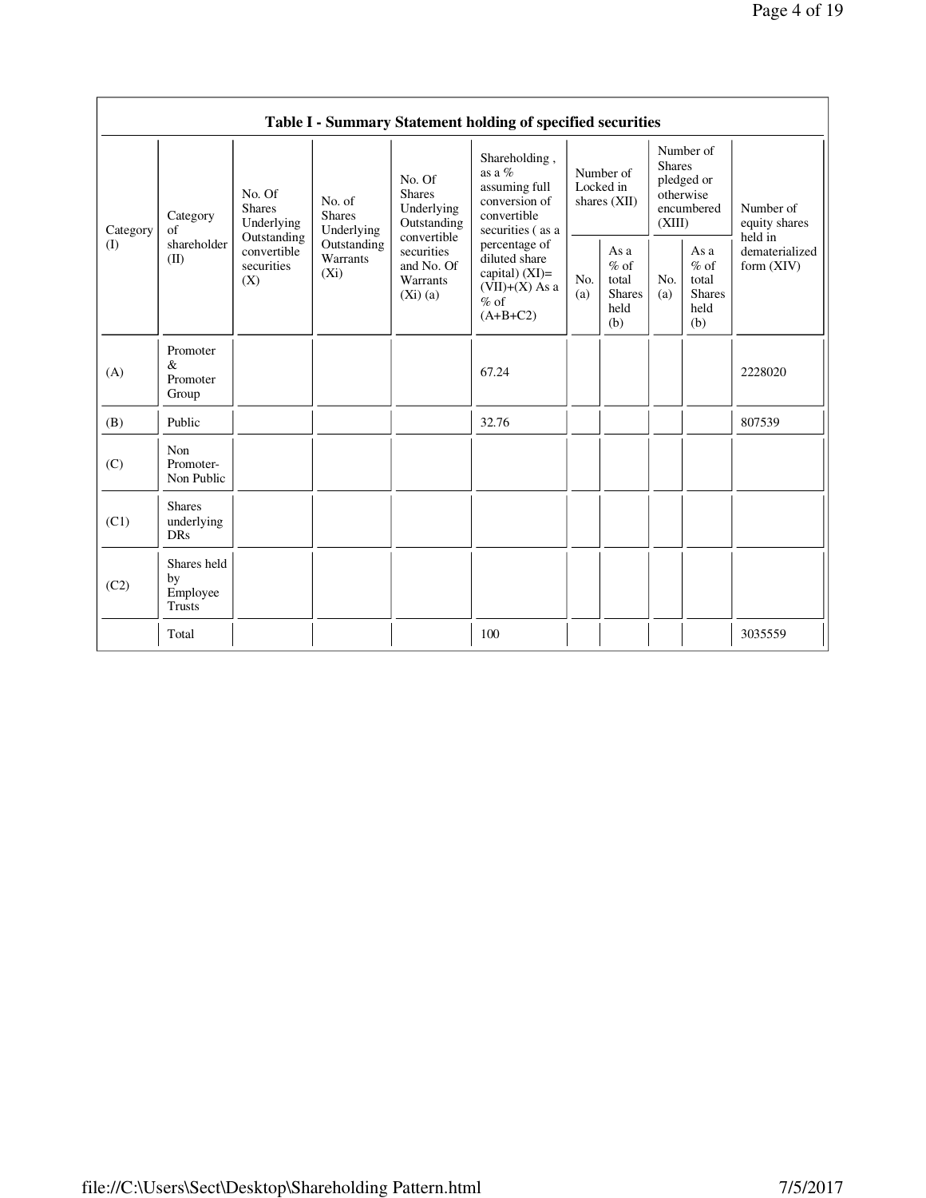**Table I - Summary Statement holding of specified securities**

| Category (I) | Category of shareholder (II) | No. Of Shares Underlying Outstanding convertible securities (X) | No. of Shares Underlying Outstanding Warrants (Xi) | No. Of Shares Underlying Outstanding convertible securities and No. Of Warrants (Xi) (a) | Shareholding , as a % assuming full conversion of convertible securities ( as a percentage of diluted share capital) (XI)= (VII)+(X) As a % of (A+B+C2) | Number of Locked in shares (XII) | | Number of Shares pledged or otherwise encumbered (XIII) | | Number of equity shares held in dematerialized form (XIV) |
|---|---|---|---|---|---|---|---|---|---|---|
| | | | | | | No. (a) | As a % of total Shares held (b) | No. (a) | As a % of total Shares held (b) | |
| (A) | Promoter & Promoter Group | | | | 67.24 | | | | | 2228020 |
| (B) | Public | | | | 32.76 | | | | | 807539 |
| (C) | Non Promoter- Non Public | | | | | | | | | |
| (C1) | Shares underlying DRs | | | | | | | | | |
| (C2) | Shares held by Employee Trusts | | | | | | | | | |
| | Total | | | | 100 | | | | | 3035559 |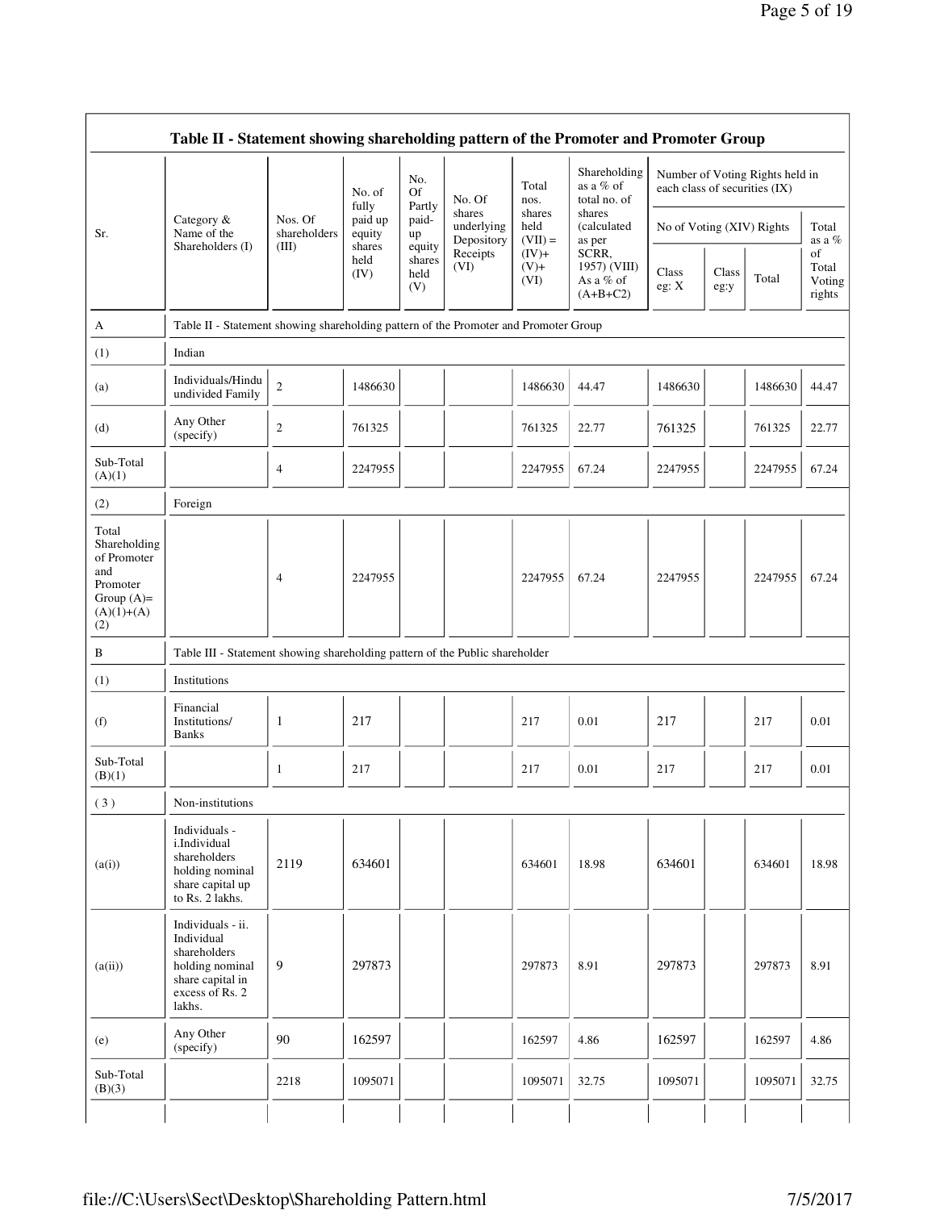| Table II - Statement showing shareholding pattern of the Promoter and Promoter Group | | | | | | | | | | | | |
|---|---|---|---|---|---|---|---|---|---|---|---|---|
| Sr. | Category & Name of the Shareholders (I) | Nos. Of shareholders (III) | No. of fully paid up equity shares held (IV) | No. Of Partly paid-up equity shares held (V) | No. Of shares underlying Depository Receipts (VI) | Total nos. shares held (VII) = (IV)+ (V)+ (VI) | Shareholding as a % of total no. of shares (calculated as per SCRR, 1957) (VIII) As a % of (A+B+C2) | Number of Voting Rights held in each class of securities (IX) | | | |
| | | | | | | | | No of Voting (XIV) Rights | | | Total as a % of Total Voting rights |
| | | | | | | | | Class eg: X | Class eg:y | Total | |
| A | Table II - Statement showing shareholding pattern of the Promoter and Promoter Group | | | | | | | | | | |
| (1) | Indian | | | | | | | | | | |
| (a) | Individuals/Hindu undivided Family | 2 | 1486630 | | | 1486630 | 44.47 | 1486630 | | 1486630 | 44.47 |
| (d) | Any Other (specify) | 2 | 761325 | | | 761325 | 22.77 | 761325 | | 761325 | 22.77 |
| Sub-Total (A)(1) | | 4 | 2247955 | | | 2247955 | 67.24 | 2247955 | | 2247955 | 67.24 |
| (2) | Foreign | | | | | | | | | | |
| Total Shareholding of Promoter and Promoter Group (A)=(A)(1)+(A)(2) | | 4 | 2247955 | | | 2247955 | 67.24 | 2247955 | | 2247955 | 67.24 |
| B | Table III - Statement showing shareholding pattern of the Public shareholder | | | | | | | | | | |
| (1) | Institutions | | | | | | | | | | |
| (f) | Financial Institutions/ Banks | 1 | 217 | | | 217 | 0.01 | 217 | | 217 | 0.01 |
| Sub-Total (B)(1) | | 1 | 217 | | | 217 | 0.01 | 217 | | 217 | 0.01 |
| (3) | Non-institutions | | | | | | | | | | |
| (a(i)) | Individuals - i.Individual shareholders holding nominal share capital up to Rs. 2 lakhs. | 2119 | 634601 | | | 634601 | 18.98 | 634601 | | 634601 | 18.98 |
| (a(ii)) | Individuals - ii. Individual shareholders holding nominal share capital in excess of Rs. 2 lakhs. | 9 | 297873 | | | 297873 | 8.91 | 297873 | | 297873 | 8.91 |
| (e) | Any Other (specify) | 90 | 162597 | | | 162597 | 4.86 | 162597 | | 162597 | 4.86 |
| Sub-Total (B)(3) | | 2218 | 1095071 | | | 1095071 | 32.75 | 1095071 | | 1095071 | 32.75 |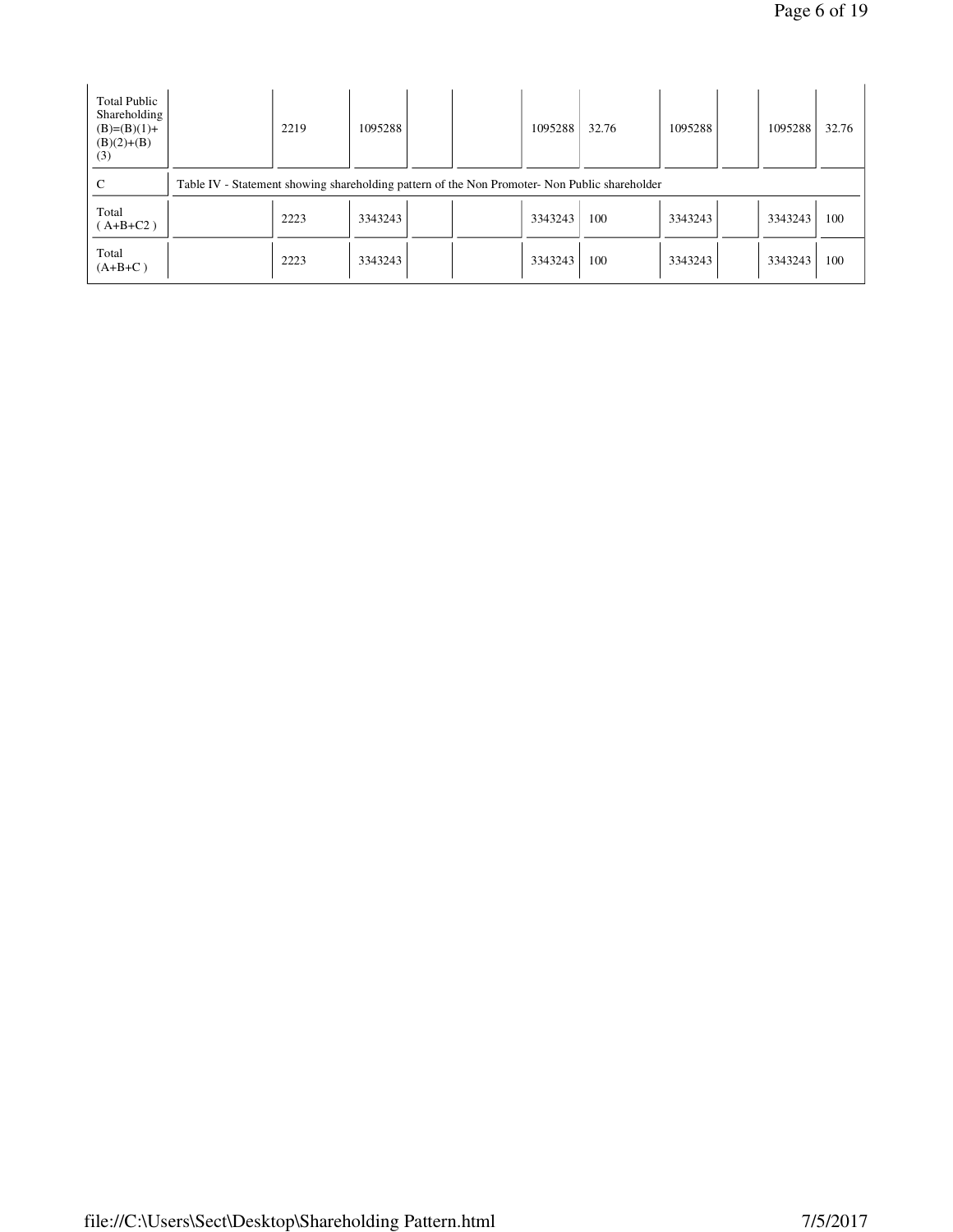| Total Public Shareholding (B)=(B)(1)+(B)(2)+(B)(3) | | 2219 | 1095288 | | | 1095288 | 32.76 | 1095288 | | 1095288 | 32.76 |
|---|---|---|---|---|---|---|---|---|---|---|---|
| C | Table IV - Statement showing shareholding pattern of the Non Promoter- Non Public shareholder | | | | | | | | | | |
| Total ( A+B+C2 ) | | 2223 | 3343243 | | | 3343243 | 100 | 3343243 | | 3343243 | 100 |
| Total (A+B+C ) | | 2223 | 3343243 | | | 3343243 | 100 | 3343243 | | 3343243 | 100 |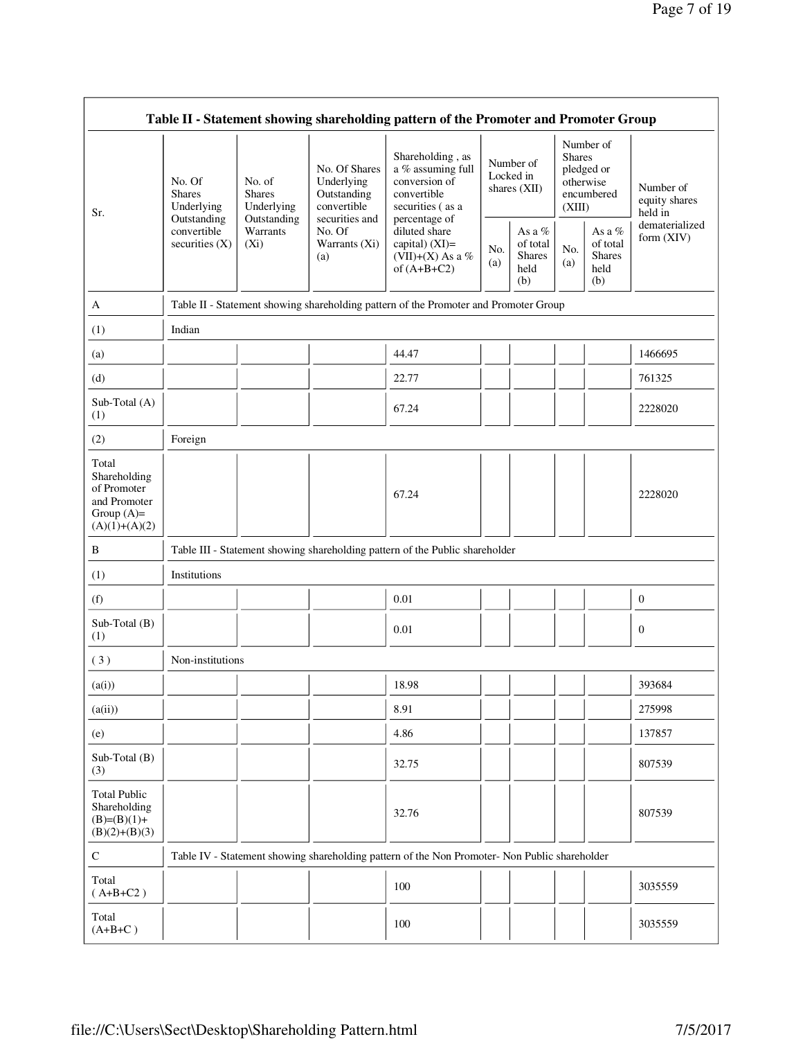| Table II - Statement showing shareholding pattern of the Promoter and Promoter Group | | | | | | | | | |
|---|---|---|---|---|---|---|---|---|---|
| Sr. | No. Of Shares Underlying Outstanding convertible securities (X) | No. of Shares Underlying Outstanding Warrants (Xi) | No. Of Shares Underlying Outstanding convertible securities and No. Of Warrants (Xi) (a) | Shareholding , as a % assuming full conversion of convertible securities ( as a percentage of diluted share capital) (XI)= (VII)+(X) As a % of (A+B+C2) | Number of Locked in shares (XII) | | Number of Shares pledged or otherwise encumbered (XIII) | | Number of equity shares held in dematerialized form (XIV) |
| | | | | | No. (a) | As a % of total Shares held (b) | No. (a) | As a % of total Shares held (b) | |
| A | Table II - Statement showing shareholding pattern of the Promoter and Promoter Group | | | | | | | | |
| (1) | Indian | | | | | | | | |
| (a) | | | | 44.47 | | | | | 1466695 |
| (d) | | | | 22.77 | | | | | 761325 |
| Sub-Total (A) (1) | | | | 67.24 | | | | | 2228020 |
| (2) | Foreign | | | | | | | | |
| Total Shareholding of Promoter and Promoter Group (A)= (A)(1)+(A)(2) | | | | 67.24 | | | | | 2228020 |
| B | Table III - Statement showing shareholding pattern of the Public shareholder | | | | | | | | |
| (1) | Institutions | | | | | | | | |
| (f) | | | | 0.01 | | | | | 0 |
| Sub-Total (B) (1) | | | | 0.01 | | | | | 0 |
| ( 3 ) | Non-institutions | | | | | | | | |
| (a(i)) | | | | 18.98 | | | | | 393684 |
| (a(ii)) | | | | 8.91 | | | | | 275998 |
| (e) | | | | 4.86 | | | | | 137857 |
| Sub-Total (B) (3) | | | | 32.75 | | | | | 807539 |
| Total Public Shareholding (B)=(B)(1)+ (B)(2)+(B)(3) | | | | 32.76 | | | | | 807539 |
| C | Table IV - Statement showing shareholding pattern of the Non Promoter- Non Public shareholder | | | | | | | | |
| Total ( A+B+C2 ) | | | | 100 | | | | | 3035559 |
| Total (A+B+C ) | | | | 100 | | | | | 3035559 |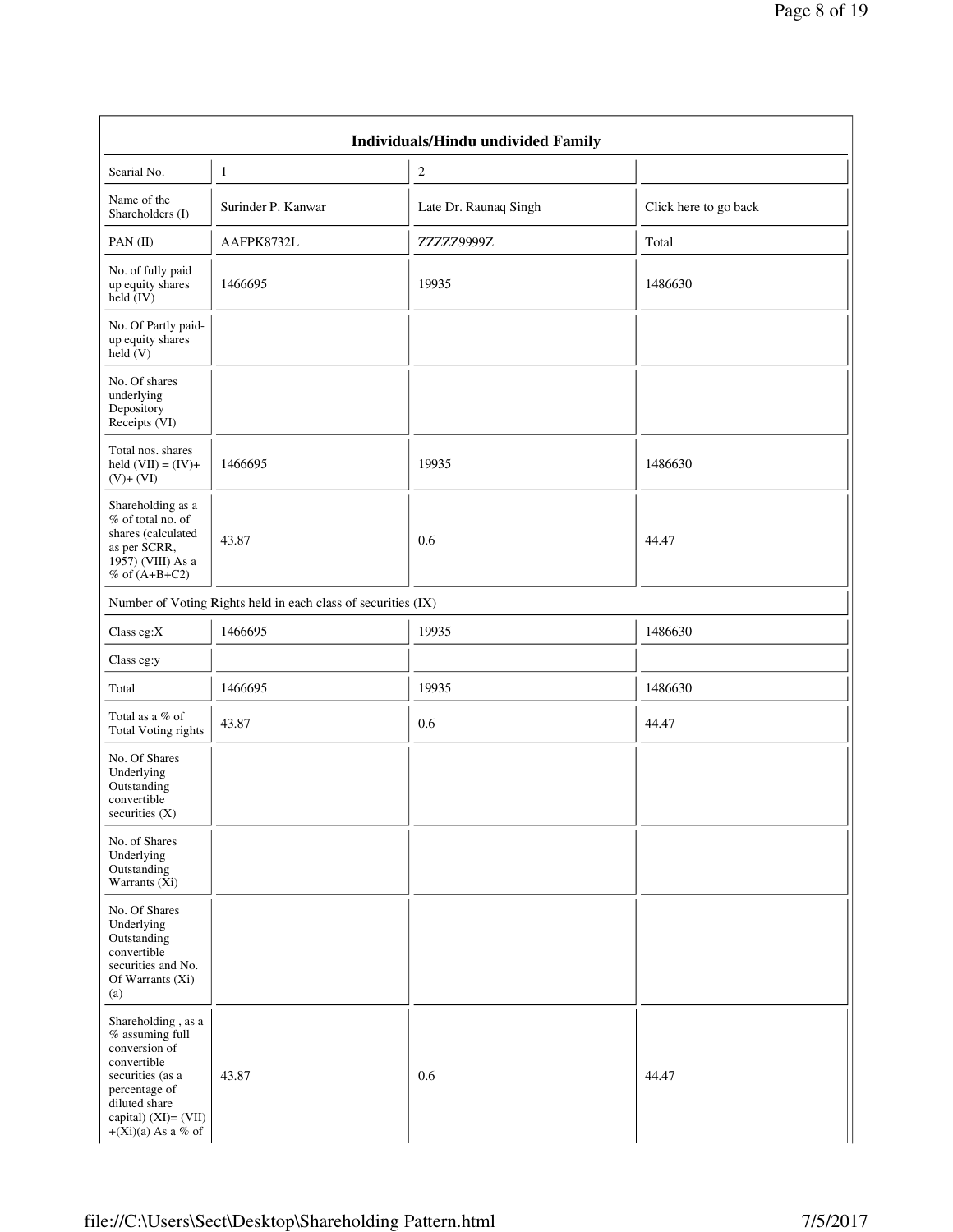| Individuals/Hindu undivided Family | | | |
|---|---|---|---|
| Searial No. | 1 | 2 | |
| Name of the Shareholders (I) | Surinder P. Kanwar | Late Dr. Raunaq Singh | Click here to go back |
| PAN (II) | AAFPK8732L | ZZZZZ9999Z | Total |
| No. of fully paid up equity shares held (IV) | 1466695 | 19935 | 1486630 |
| No. Of Partly paid-up equity shares held (V) | | | |
| No. Of shares underlying Depository Receipts (VI) | | | |
| Total nos. shares held (VII) = (IV)+ (V)+ (VI) | 1466695 | 19935 | 1486630 |
| Shareholding as a % of total no. of shares (calculated as per SCRR, 1957) (VIII) As a % of (A+B+C2) | 43.87 | 0.6 | 44.47 |
| Number of Voting Rights held in each class of securities (IX) | | | |
| Class eg:X | 1466695 | 19935 | 1486630 |
| Class eg:y | | | |
| Total | 1466695 | 19935 | 1486630 |
| Total as a % of Total Voting rights | 43.87 | 0.6 | 44.47 |
| No. Of Shares Underlying Outstanding convertible securities (X) | | | |
| No. of Shares Underlying Outstanding Warrants (Xi) | | | |
| No. Of Shares Underlying Outstanding convertible securities and No. Of Warrants (Xi) (a) | | | |
| Shareholding , as a % assuming full conversion of convertible securities (as a percentage of diluted share capital) (XI)= (VII) +(Xi)(a) As a % of | 43.87 | 0.6 | 44.47 |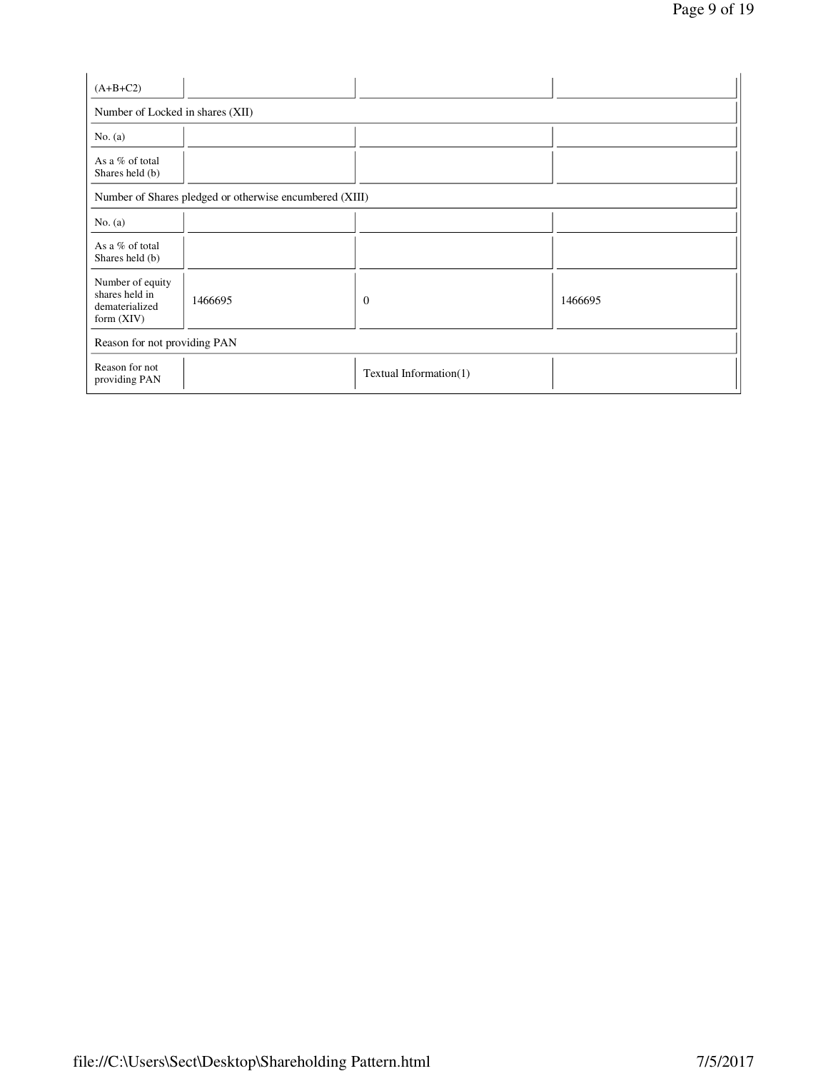| (A+B+C2) | | | |
|---|---|---|---|
| Number of Locked in shares (XII) | | | |
| No. (a) | | | |
| As a % of total Shares held (b) | | | |
| Number of Shares pledged or otherwise encumbered (XIII) | | | |
| No. (a) | | | |
| As a % of total Shares held (b) | | | |
| Number of equity shares held in dematerialized form (XIV) | 1466695 | 0 | 1466695 |
| Reason for not providing PAN | | | |
| Reason for not providing PAN | | Textual Information(1) | |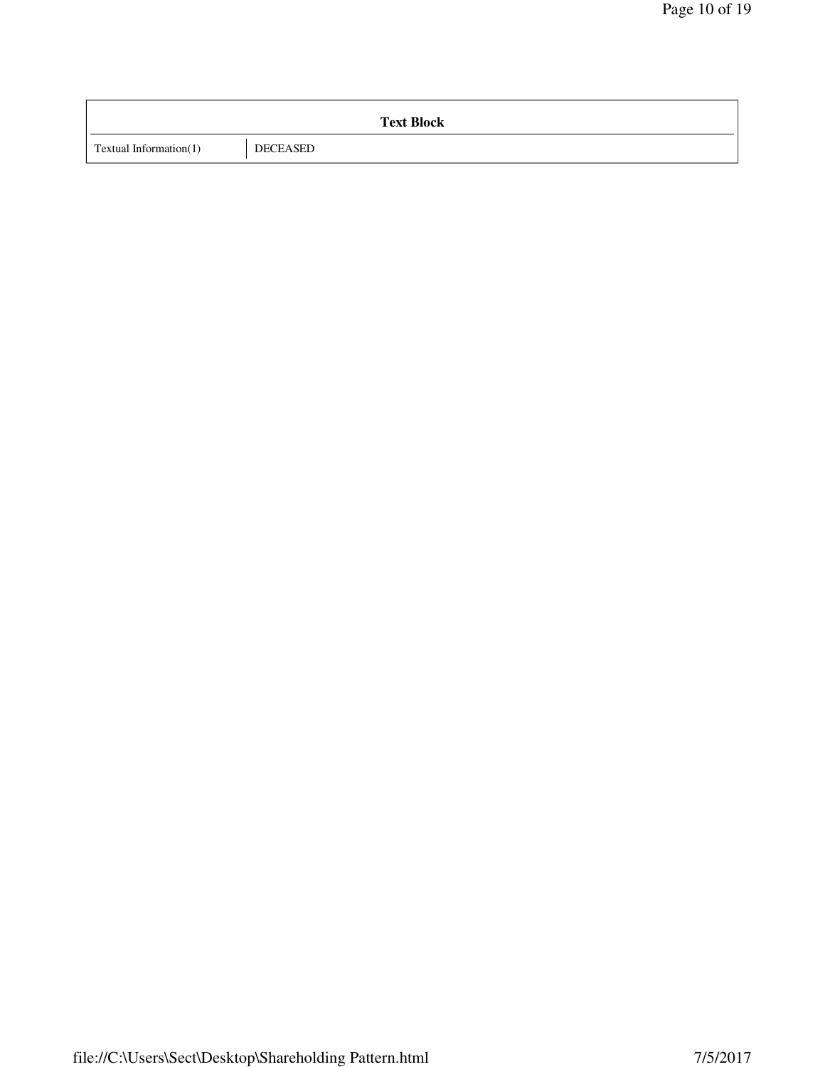| Text Block | |
|---|---|
| Textual Information(1) | DECEASED |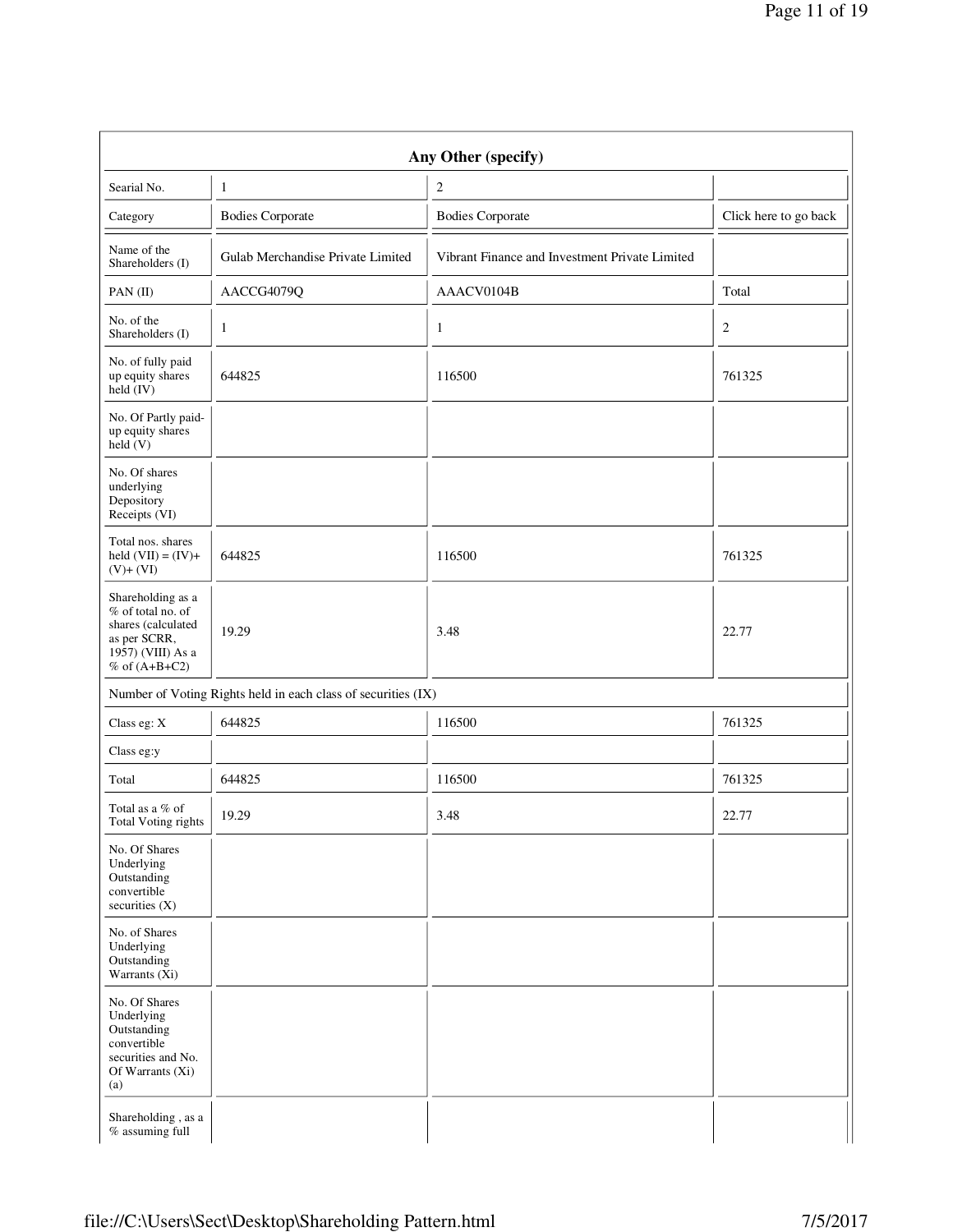| Any Other (specify) | | | |
|---|---|---|---|
| Searial No. | 1 | 2 | |
| Category | Bodies Corporate | Bodies Corporate | Click here to go back |
| Name of the Shareholders (I) | Gulab Merchandise Private Limited | Vibrant Finance and Investment Private Limited | |
| PAN (II) | AACCG4079Q | AAACV0104B | Total |
| No. of the Shareholders (I) | 1 | 1 | 2 |
| No. of fully paid up equity shares held (IV) | 644825 | 116500 | 761325 |
| No. Of Partly paid-up equity shares held (V) | | | |
| No. Of shares underlying Depository Receipts (VI) | | | |
| Total nos. shares held (VII) = (IV)+ (V)+ (VI) | 644825 | 116500 | 761325 |
| Shareholding as a % of total no. of shares (calculated as per SCRR, 1957) (VIII) As a % of (A+B+C2) | 19.29 | 3.48 | 22.77 |
| Number of Voting Rights held in each class of securities (IX) | | | |
| Class eg: X | 644825 | 116500 | 761325 |
| Class eg:y | | | |
| Total | 644825 | 116500 | 761325 |
| Total as a % of Total Voting rights | 19.29 | 3.48 | 22.77 |
| No. Of Shares Underlying Outstanding convertible securities (X) | | | |
| No. of Shares Underlying Outstanding Warrants (Xi) | | | |
| No. Of Shares Underlying Outstanding convertible securities and No. Of Warrants (Xi) (a) | | | |
| Shareholding , as a % assuming full | | | |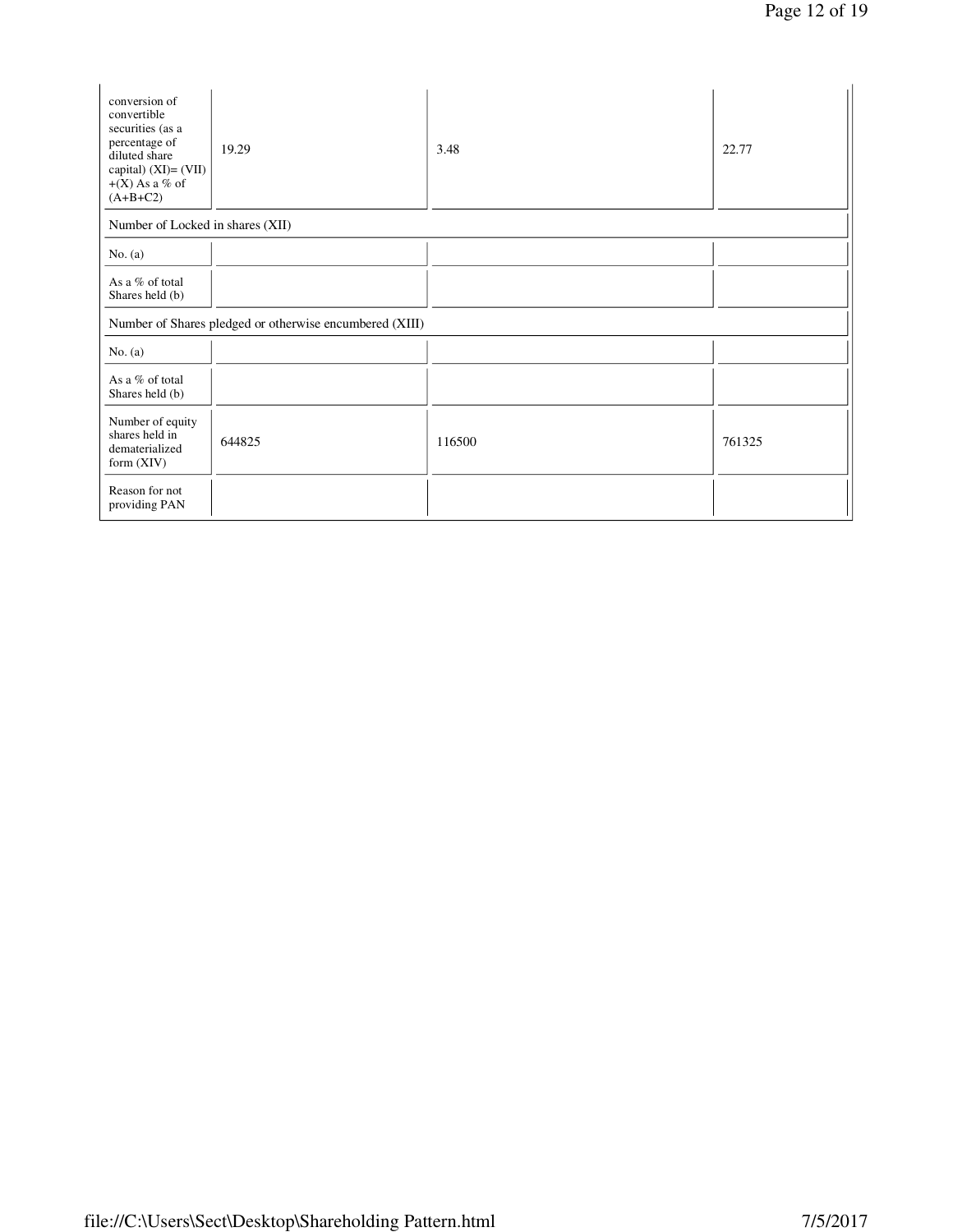| conversion of convertible securities (as a percentage of diluted share capital) (XI)= (VII)+(X) As a % of (A+B+C2) | 19.29 | 3.48 | 22.77 |
|---|---|---|---|
| Number of Locked in shares (XII) | | | |
| No. (a) | | | |
| As a % of total Shares held (b) | | | |
| Number of Shares pledged or otherwise encumbered (XIII) | | | |
| No. (a) | | | |
| As a % of total Shares held (b) | | | |
| Number of equity shares held in dematerialized form (XIV) | 644825 | 116500 | 761325 |
| Reason for not providing PAN | | | |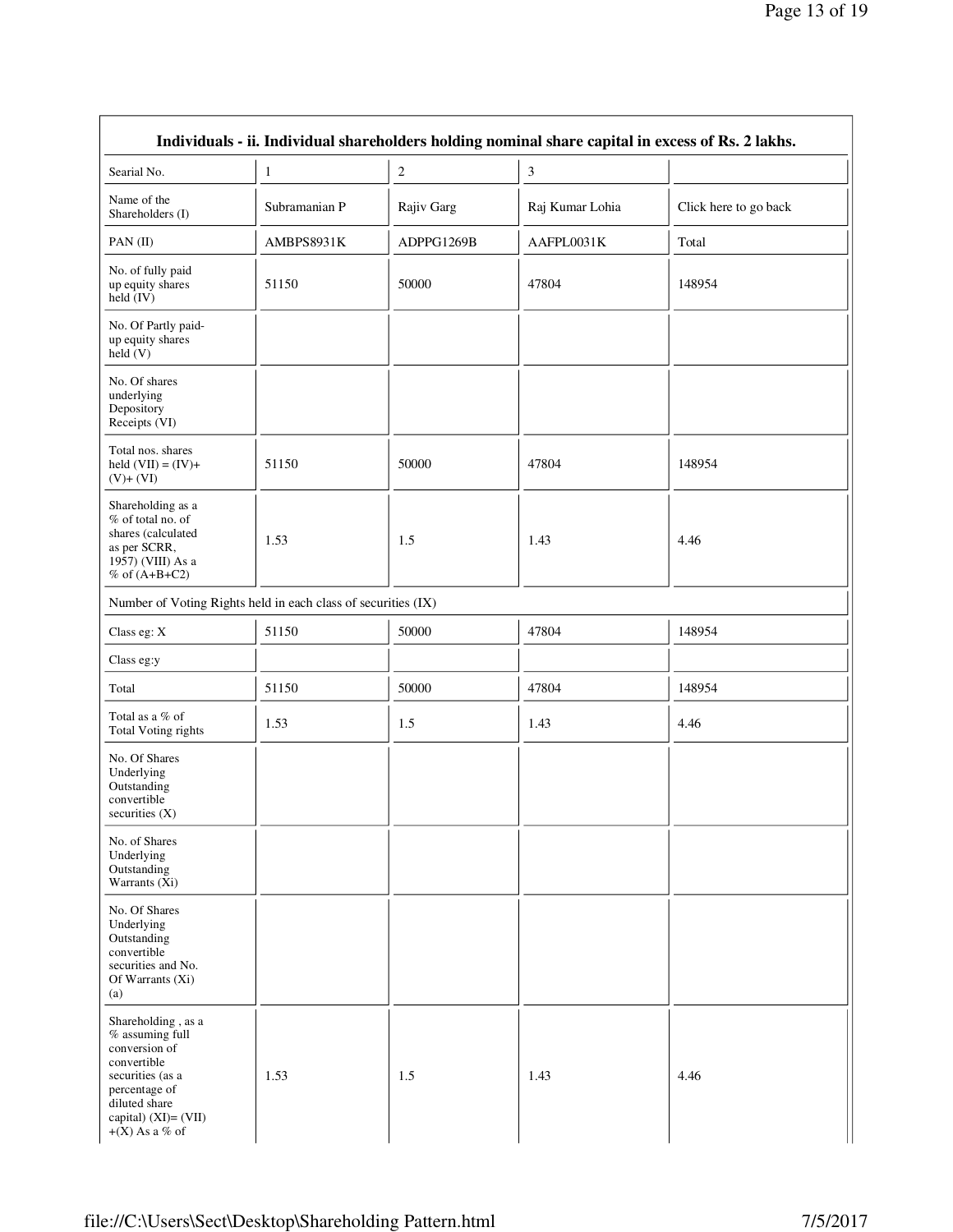| Individuals - ii. Individual shareholders holding nominal share capital in excess of Rs. 2 lakhs. | | | | |
|---|---|---|---|---|
| Searial No. | 1 | 2 | 3 | |
| Name of the Shareholders (I) | Subramanian P | Rajiv Garg | Raj Kumar Lohia | Click here to go back |
| PAN (II) | AMBPS8931K | ADPPG1269B | AAFPL0031K | Total |
| No. of fully paid up equity shares held (IV) | 51150 | 50000 | 47804 | 148954 |
| No. Of Partly paid-up equity shares held (V) | | | | |
| No. Of shares underlying Depository Receipts (VI) | | | | |
| Total nos. shares held (VII) = (IV)+(V)+ (VI) | 51150 | 50000 | 47804 | 148954 |
| Shareholding as a % of total no. of shares (calculated as per SCRR, 1957) (VIII) As a % of (A+B+C2) | 1.53 | 1.5 | 1.43 | 4.46 |
| Number of Voting Rights held in each class of securities (IX) | | | | |
| Class eg: X | 51150 | 50000 | 47804 | 148954 |
| Class eg:y | | | | |
| Total | 51150 | 50000 | 47804 | 148954 |
| Total as a % of Total Voting rights | 1.53 | 1.5 | 1.43 | 4.46 |
| No. Of Shares Underlying Outstanding convertible securities (X) | | | | |
| No. of Shares Underlying Outstanding Warrants (Xi) | | | | |
| No. Of Shares Underlying Outstanding convertible securities and No. Of Warrants (Xi) (a) | | | | |
| Shareholding , as a % assuming full conversion of convertible securities (as a percentage of diluted share capital) (XI)= (VII) +(X) As a % of | 1.53 | 1.5 | 1.43 | 4.46 |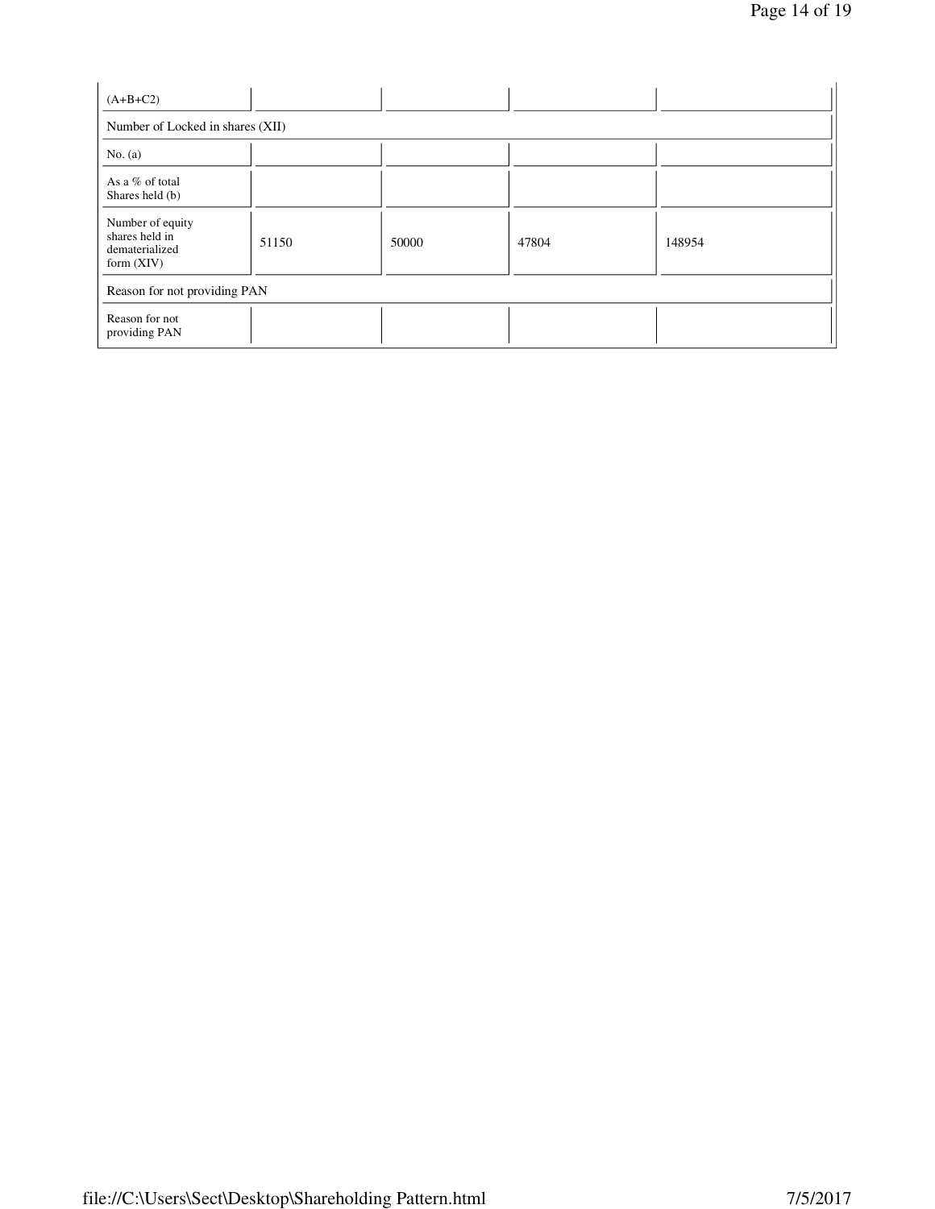| (A+B+C2) | | | | |
|---|---|---|---|---|
| Number of Locked in shares (XII) | | | | |
| No. (a) | | | | |
| As a % of total Shares held (b) | | | | |
| Number of equity shares held in dematerialized form (XIV) | 51150 | 50000 | 47804 | 148954 |
| Reason for not providing PAN | | | | |
| Reason for not providing PAN | | | | |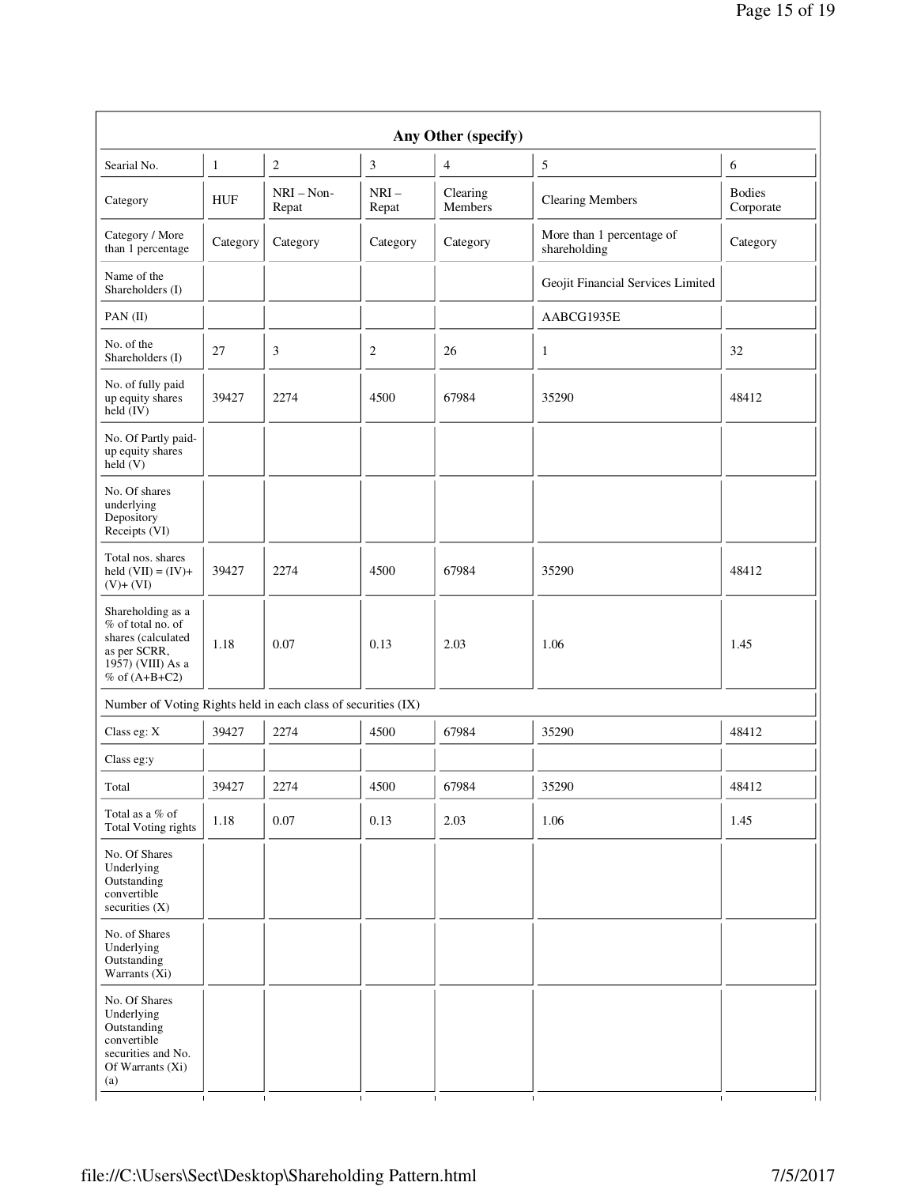| Any Other (specify) | | | | | | |
|---|---|---|---|---|---|---|
| Searial No. | 1 | 2 | 3 | 4 | 5 | 6 |
| Category | HUF | NRI – Non-Repat | NRI – Repat | Clearing Members | Clearing Members | Bodies Corporate |
| Category / More than 1 percentage | Category | Category | Category | Category | More than 1 percentage of shareholding | Category |
| Name of the Shareholders (I) | | | | | Geojit Financial Services Limited | |
| PAN (II) | | | | | AABCG1935E | |
| No. of the Shareholders (I) | 27 | 3 | 2 | 26 | 1 | 32 |
| No. of fully paid up equity shares held (IV) | 39427 | 2274 | 4500 | 67984 | 35290 | 48412 |
| No. Of Partly paid-up equity shares held (V) | | | | | | |
| No. Of shares underlying Depository Receipts (VI) | | | | | | |
| Total nos. shares held (VII) = (IV)+ (V)+ (VI) | 39427 | 2274 | 4500 | 67984 | 35290 | 48412 |
| Shareholding as a % of total no. of shares (calculated as per SCRR, 1957) (VIII) As a % of (A+B+C2) | 1.18 | 0.07 | 0.13 | 2.03 | 1.06 | 1.45 |
| Number of Voting Rights held in each class of securities (IX) | | | | | | |
| Class eg: X | 39427 | 2274 | 4500 | 67984 | 35290 | 48412 |
| Class eg:y | | | | | | |
| Total | 39427 | 2274 | 4500 | 67984 | 35290 | 48412 |
| Total as a % of Total Voting rights | 1.18 | 0.07 | 0.13 | 2.03 | 1.06 | 1.45 |
| No. Of Shares Underlying Outstanding convertible securities (X) | | | | | | |
| No. of Shares Underlying Outstanding Warrants (Xi) | | | | | | |
| No. Of Shares Underlying Outstanding convertible securities and No. Of Warrants (Xi) (a) | | | | | | |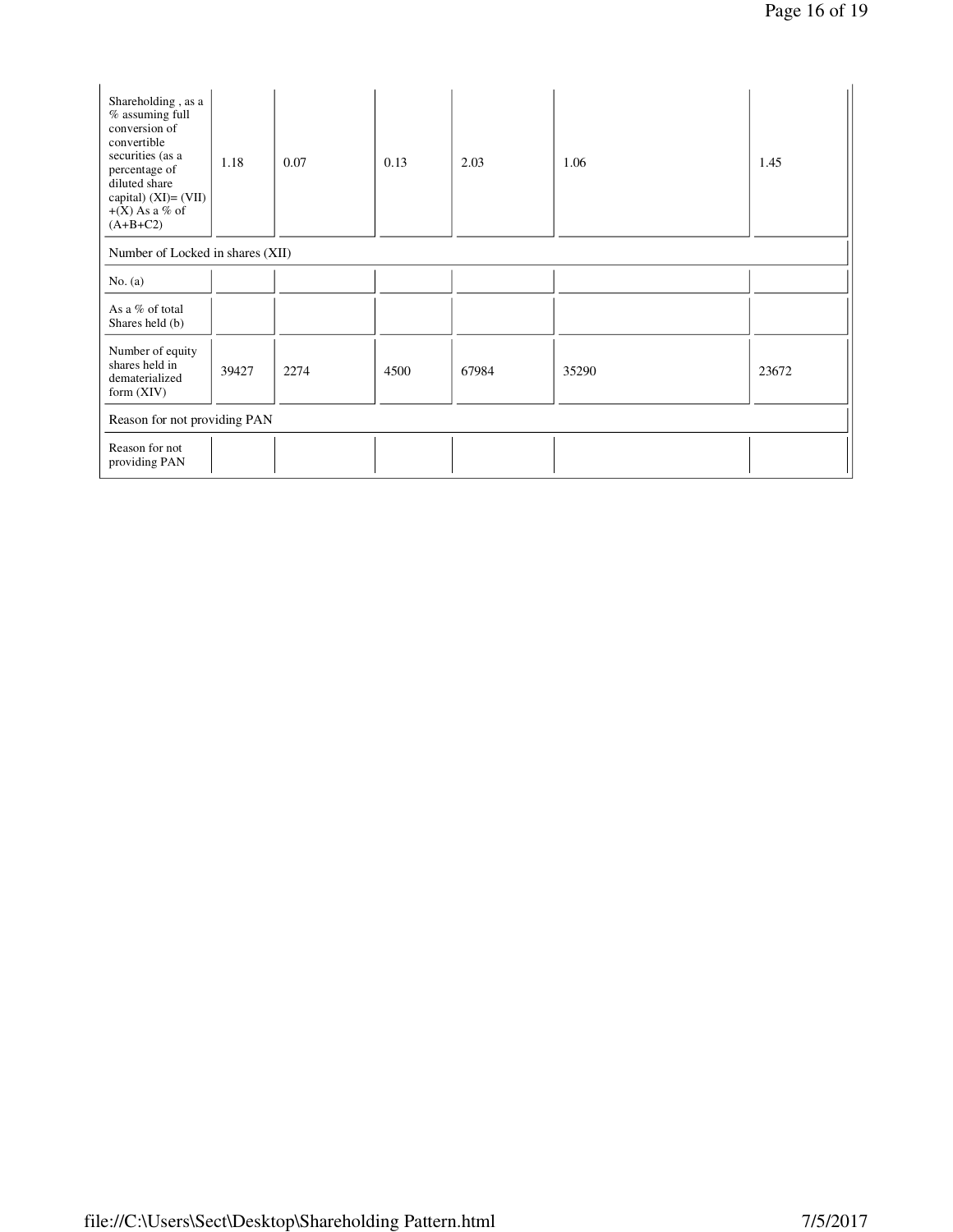| | | | | | | |
|---|---|---|---|---|---|---|
| Shareholding , as a % assuming full conversion of convertible securities (as a percentage of diluted share capital) (XI)= (VII)+(X) As a % of (A+B+C2) | 1.18 | 0.07 | 0.13 | 2.03 | 1.06 | 1.45 |
| Number of Locked in shares (XII) | | | | | | |
| No. (a) | | | | | | |
| As a % of total Shares held (b) | | | | | | |
| Number of equity shares held in dematerialized form (XIV) | 39427 | 2274 | 4500 | 67984 | 35290 | 23672 |
| Reason for not providing PAN | | | | | | |
| Reason for not providing PAN | | | | | | |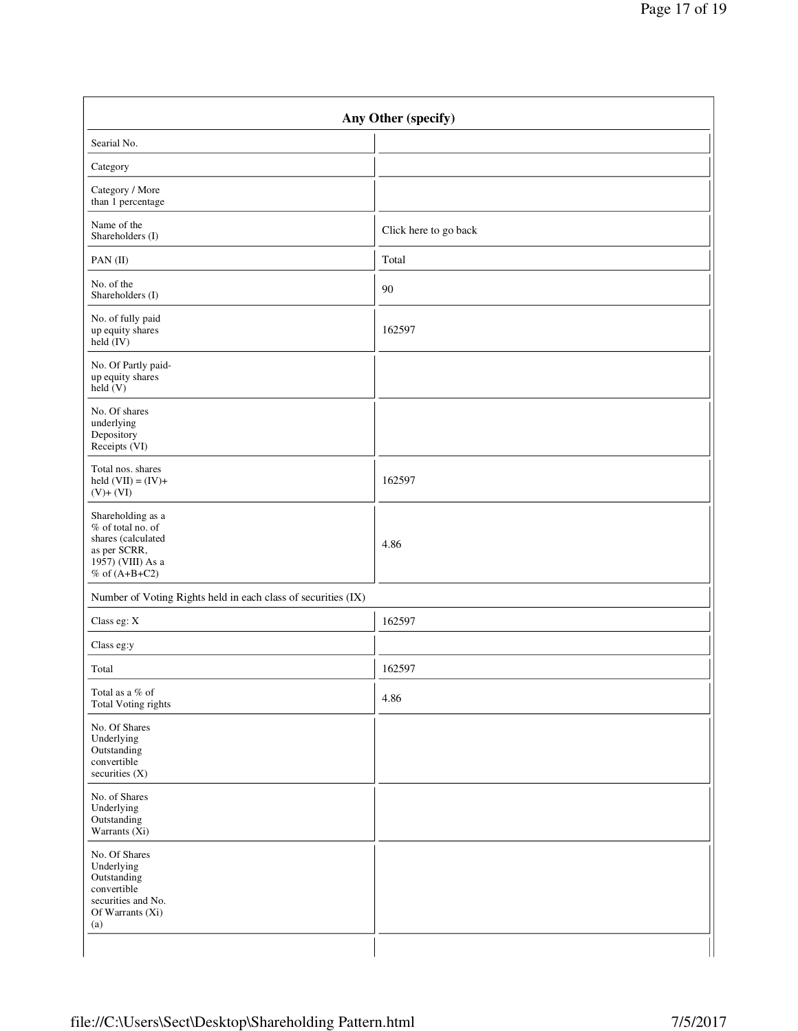| Any Other (specify) | |
|---|---|
| Searial No. | |
| Category | |
| Category / More than 1 percentage | |
| Name of the Shareholders (I) | Click here to go back |
| PAN (II) | Total |
| No. of the Shareholders (I) | 90 |
| No. of fully paid up equity shares held (IV) | 162597 |
| No. Of Partly paid-up equity shares held (V) | |
| No. Of shares underlying Depository Receipts (VI) | |
| Total nos. shares held (VII) = (IV)+ (V)+ (VI) | 162597 |
| Shareholding as a % of total no. of shares (calculated as per SCRR, 1957) (VIII) As a % of (A+B+C2) | 4.86 |
| Number of Voting Rights held in each class of securities (IX) | |
| Class eg: X | 162597 |
| Class eg:y | |
| Total | 162597 |
| Total as a % of Total Voting rights | 4.86 |
| No. Of Shares Underlying Outstanding convertible securities (X) | |
| No. of Shares Underlying Outstanding Warrants (Xi) | |
| No. Of Shares Underlying Outstanding convertible securities and No. Of Warrants (Xi) (a) | |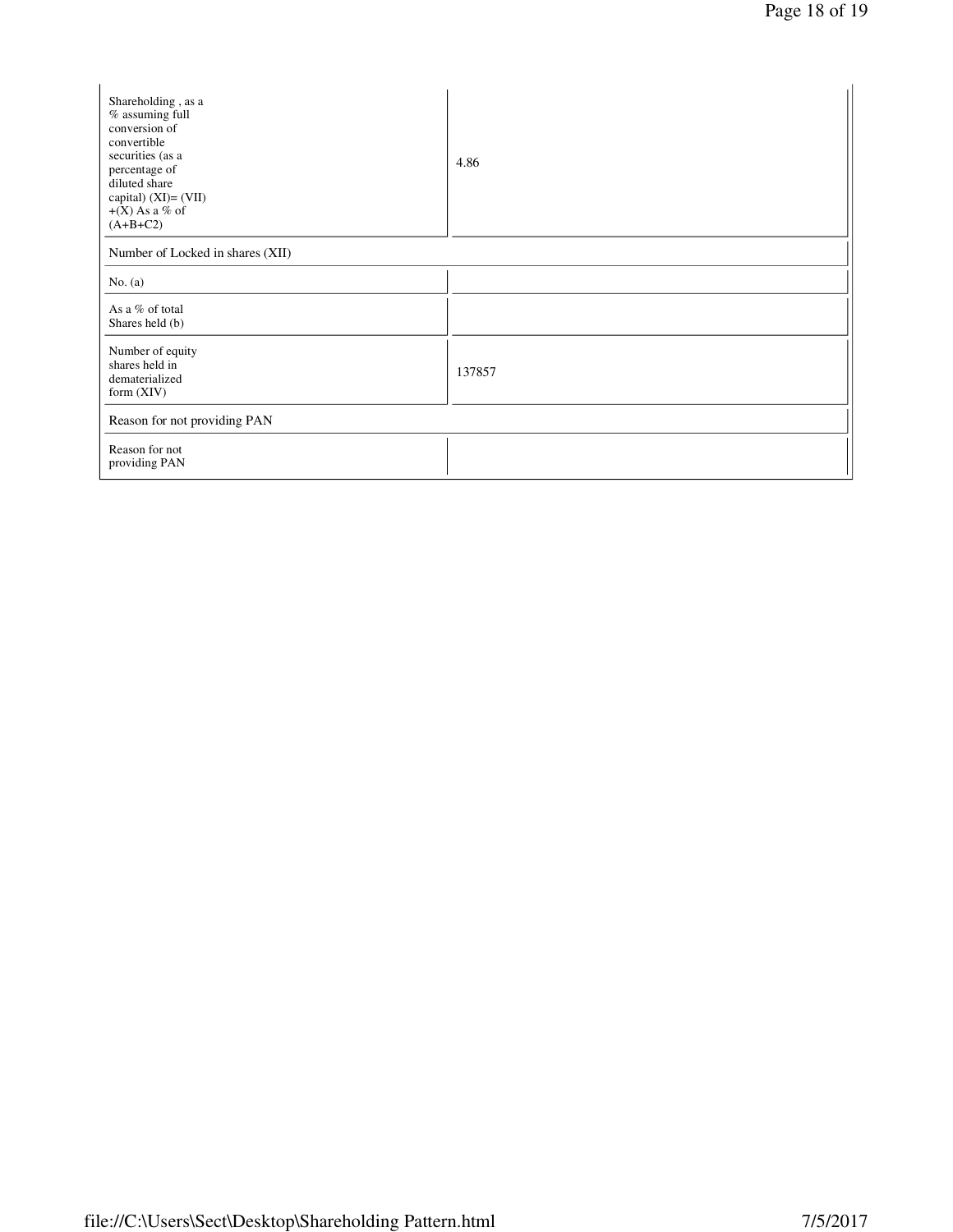| | |
|---|---|
| Shareholding , as a % assuming full conversion of convertible securities (as a percentage of diluted share capital) (XI)= (VII) +(X) As a % of (A+B+C2) | 4.86 |
| Number of Locked in shares (XII) | |
| No. (a) | |
| As a % of total Shares held (b) | |
| Number of equity shares held in dematerialized form (XIV) | 137857 |
| Reason for not providing PAN | |
| Reason for not providing PAN | |